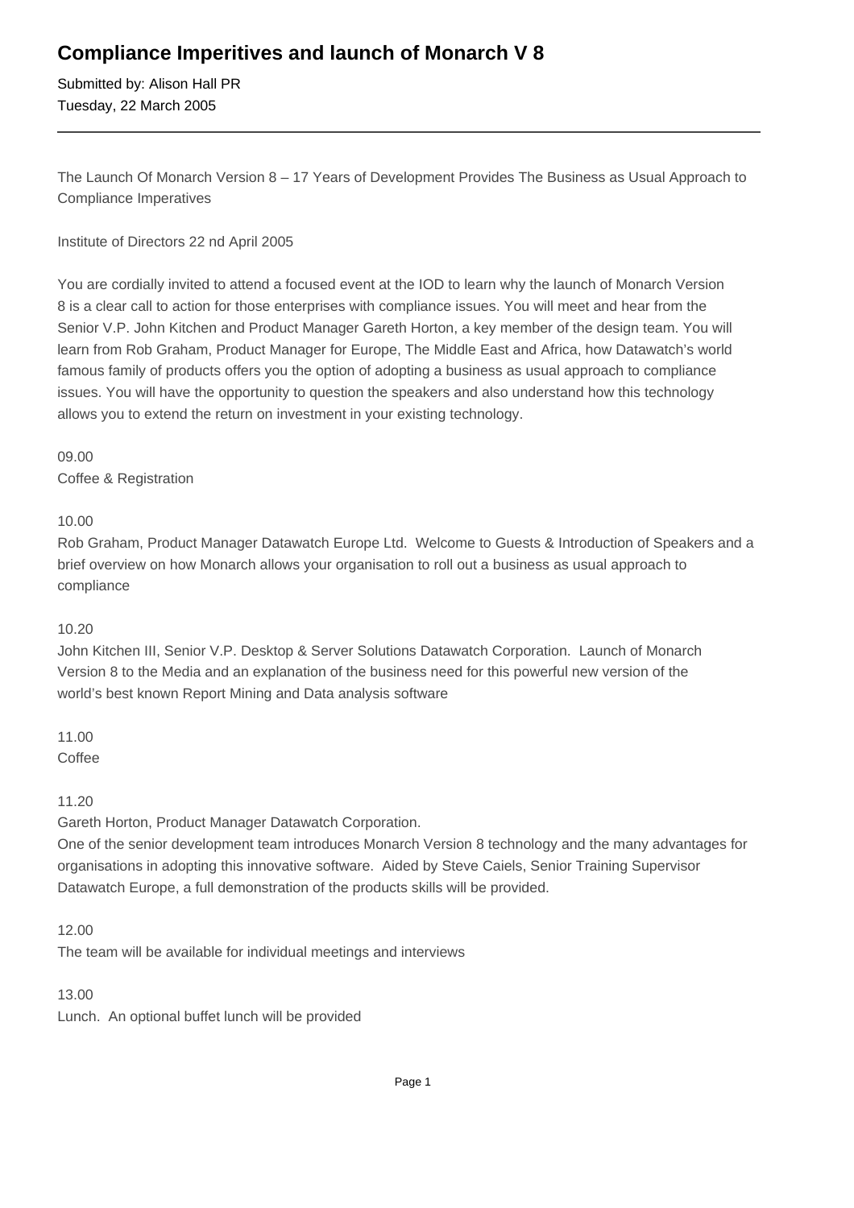# Compliance Imperitives and launch of Monarch V 8

Submitted by: Alison Hall PR
Tuesday, 22 March 2005

---

The Launch Of Monarch Version 8 – 17 Years of Development Provides The Business as Usual Approach to Compliance Imperatives

Institute of Directors 22 nd April 2005

You are cordially invited to attend a focused event at the IOD to learn why the launch of Monarch Version 8 is a clear call to action for those enterprises with compliance issues. You will meet and hear from the Senior V.P. John Kitchen and Product Manager Gareth Horton, a key member of the design team. You will learn from Rob Graham, Product Manager for Europe, The Middle East and Africa, how Datawatch's world famous family of products offers you the option of adopting a business as usual approach to compliance issues. You will have the opportunity to question the speakers and also understand how this technology allows you to extend the return on investment in your existing technology.

09.00
Coffee & Registration

10.00
Rob Graham, Product Manager Datawatch Europe Ltd. Welcome to Guests & Introduction of Speakers and a brief overview on how Monarch allows your organisation to roll out a business as usual approach to compliance

10.20
John Kitchen III, Senior V.P. Desktop & Server Solutions Datawatch Corporation. Launch of Monarch Version 8 to the Media and an explanation of the business need for this powerful new version of the world's best known Report Mining and Data analysis software

11.00
Coffee

11.20
Gareth Horton, Product Manager Datawatch Corporation.
One of the senior development team introduces Monarch Version 8 technology and the many advantages for organisations in adopting this innovative software. Aided by Steve Caiels, Senior Training Supervisor Datawatch Europe, a full demonstration of the products skills will be provided.

12.00
The team will be available for individual meetings and interviews

13.00
Lunch. An optional buffet lunch will be provided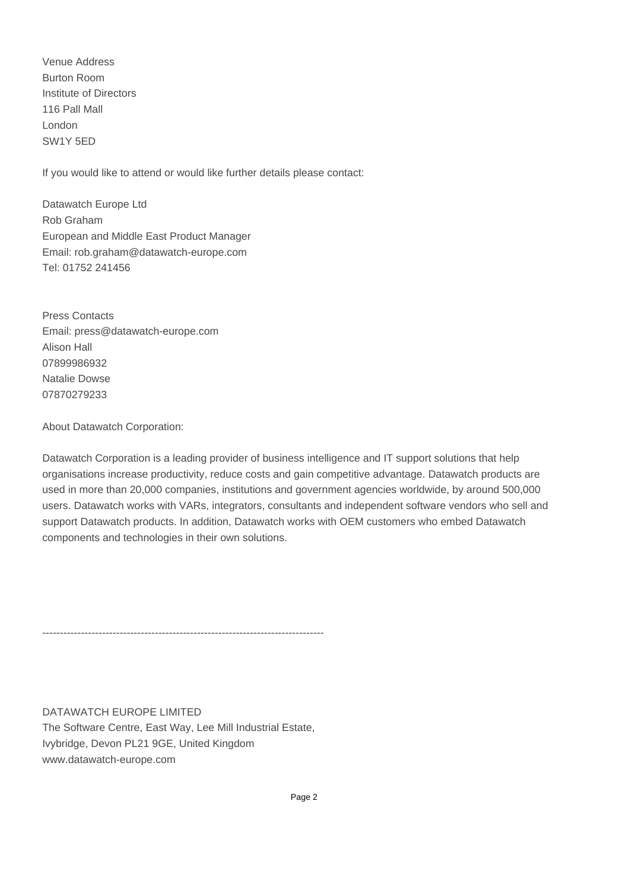Venue Address
Burton Room
Institute of Directors
116 Pall Mall
London
SW1Y 5ED

If you would like to attend or would like further details please contact:

Datawatch Europe Ltd
Rob Graham
European and Middle East Product Manager
Email: rob.graham@datawatch-europe.com
Tel: 01752 241456

Press Contacts
Email: press@datawatch-europe.com
Alison Hall
07899986932
Natalie Dowse
07870279233

About Datawatch Corporation:

Datawatch Corporation is a leading provider of business intelligence and IT support solutions that help organisations increase productivity, reduce costs and gain competitive advantage. Datawatch products are used in more than 20,000 companies, institutions and government agencies worldwide, by around 500,000 users. Datawatch works with VARs, integrators, consultants and independent software vendors who sell and support Datawatch products. In addition, Datawatch works with OEM customers who embed Datawatch components and technologies in their own solutions.

-------------------------------------------------------------------------------

DATAWATCH EUROPE LIMITED
The Software Centre, East Way, Lee Mill Industrial Estate,
Ivybridge, Devon PL21 9GE, United Kingdom
www.datawatch-europe.com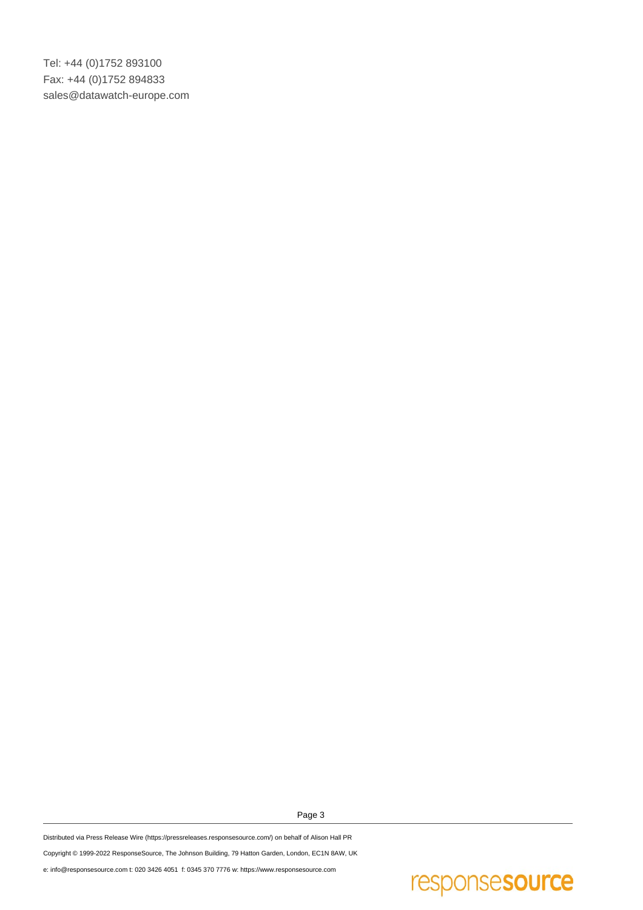Tel: +44 (0)1752 893100
Fax: +44 (0)1752 894833
sales@datawatch-europe.com